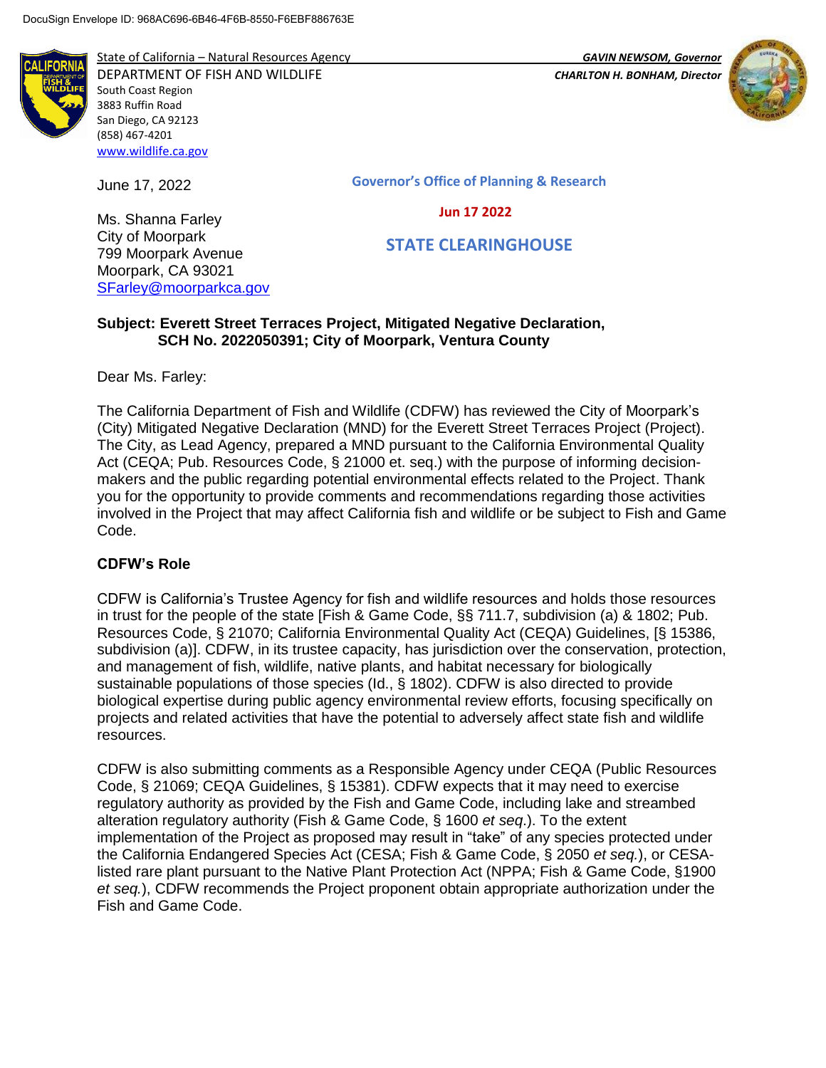DocuSign Envelope ID: 968AC696-6B46-4F6B-8550-F6EBF886763E

State of California – Natural Resources Agency
DEPARTMENT OF FISH AND WILDLIFE
South Coast Region
3883 Ruffin Road
San Diego, CA 92123
(858) 467-4201
www.wildlife.ca.gov

*GAVIN NEWSOM, Governor*
*CHARLTON H. BONHAM, Director*

June 17, 2022

Governor's Office of Planning & Research

Jun 17 2022

STATE CLEARINGHOUSE

Ms. Shanna Farley
City of Moorpark
799 Moorpark Avenue
Moorpark, CA 93021
SFarley@moorparkca.gov

**Subject: Everett Street Terraces Project, Mitigated Negative Declaration, SCH No. 2022050391; City of Moorpark, Ventura County**

Dear Ms. Farley:

The California Department of Fish and Wildlife (CDFW) has reviewed the City of Moorpark's (City) Mitigated Negative Declaration (MND) for the Everett Street Terraces Project (Project). The City, as Lead Agency, prepared a MND pursuant to the California Environmental Quality Act (CEQA; Pub. Resources Code, § 21000 et. seq.) with the purpose of informing decision-makers and the public regarding potential environmental effects related to the Project. Thank you for the opportunity to provide comments and recommendations regarding those activities involved in the Project that may affect California fish and wildlife or be subject to Fish and Game Code.

## CDFW's Role

CDFW is California's Trustee Agency for fish and wildlife resources and holds those resources in trust for the people of the state [Fish & Game Code, §§ 711.7, subdivision (a) & 1802; Pub. Resources Code, § 21070; California Environmental Quality Act (CEQA) Guidelines, [§ 15386, subdivision (a)]. CDFW, in its trustee capacity, has jurisdiction over the conservation, protection, and management of fish, wildlife, native plants, and habitat necessary for biologically sustainable populations of those species (Id., § 1802). CDFW is also directed to provide biological expertise during public agency environmental review efforts, focusing specifically on projects and related activities that have the potential to adversely affect state fish and wildlife resources.

CDFW is also submitting comments as a Responsible Agency under CEQA (Public Resources Code, § 21069; CEQA Guidelines, § 15381). CDFW expects that it may need to exercise regulatory authority as provided by the Fish and Game Code, including lake and streambed alteration regulatory authority (Fish & Game Code, § 1600 *et seq*.). To the extent implementation of the Project as proposed may result in "take" of any species protected under the California Endangered Species Act (CESA; Fish & Game Code, § 2050 *et seq.*), or CESA-listed rare plant pursuant to the Native Plant Protection Act (NPPA; Fish & Game Code, §1900 *et seq.*), CDFW recommends the Project proponent obtain appropriate authorization under the Fish and Game Code.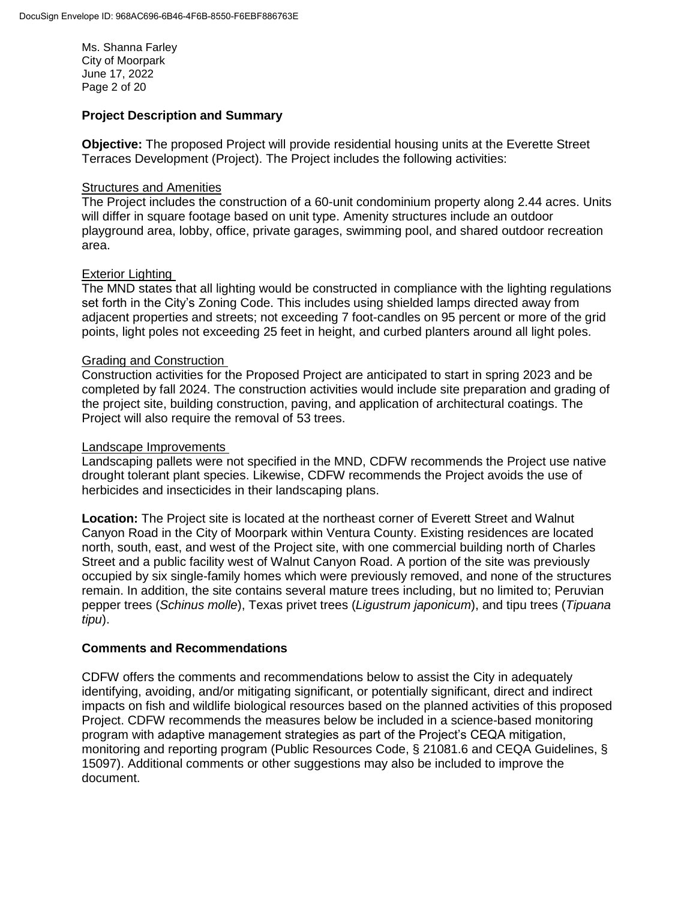## Project Description and Summary

**Objective:** The proposed Project will provide residential housing units at the Everette Street Terraces Development (Project). The Project includes the following activities:

Structures and Amenities
The Project includes the construction of a 60-unit condominium property along 2.44 acres. Units will differ in square footage based on unit type. Amenity structures include an outdoor playground area, lobby, office, private garages, swimming pool, and shared outdoor recreation area.

Exterior Lighting
The MND states that all lighting would be constructed in compliance with the lighting regulations set forth in the City's Zoning Code. This includes using shielded lamps directed away from adjacent properties and streets; not exceeding 7 foot-candles on 95 percent or more of the grid points, light poles not exceeding 25 feet in height, and curbed planters around all light poles.

Grading and Construction
Construction activities for the Proposed Project are anticipated to start in spring 2023 and be completed by fall 2024. The construction activities would include site preparation and grading of the project site, building construction, paving, and application of architectural coatings. The Project will also require the removal of 53 trees.

Landscape Improvements
Landscaping pallets were not specified in the MND, CDFW recommends the Project use native drought tolerant plant species. Likewise, CDFW recommends the Project avoids the use of herbicides and insecticides in their landscaping plans.

**Location:** The Project site is located at the northeast corner of Everett Street and Walnut Canyon Road in the City of Moorpark within Ventura County. Existing residences are located north, south, east, and west of the Project site, with one commercial building north of Charles Street and a public facility west of Walnut Canyon Road. A portion of the site was previously occupied by six single-family homes which were previously removed, and none of the structures remain. In addition, the site contains several mature trees including, but no limited to; Peruvian pepper trees (*Schinus molle*), Texas privet trees (*Ligustrum japonicum*), and tipu trees (*Tipuana tipu*).

## Comments and Recommendations

CDFW offers the comments and recommendations below to assist the City in adequately identifying, avoiding, and/or mitigating significant, or potentially significant, direct and indirect impacts on fish and wildlife biological resources based on the planned activities of this proposed Project. CDFW recommends the measures below be included in a science-based monitoring program with adaptive management strategies as part of the Project's CEQA mitigation, monitoring and reporting program (Public Resources Code, § 21081.6 and CEQA Guidelines, § 15097). Additional comments or other suggestions may also be included to improve the document.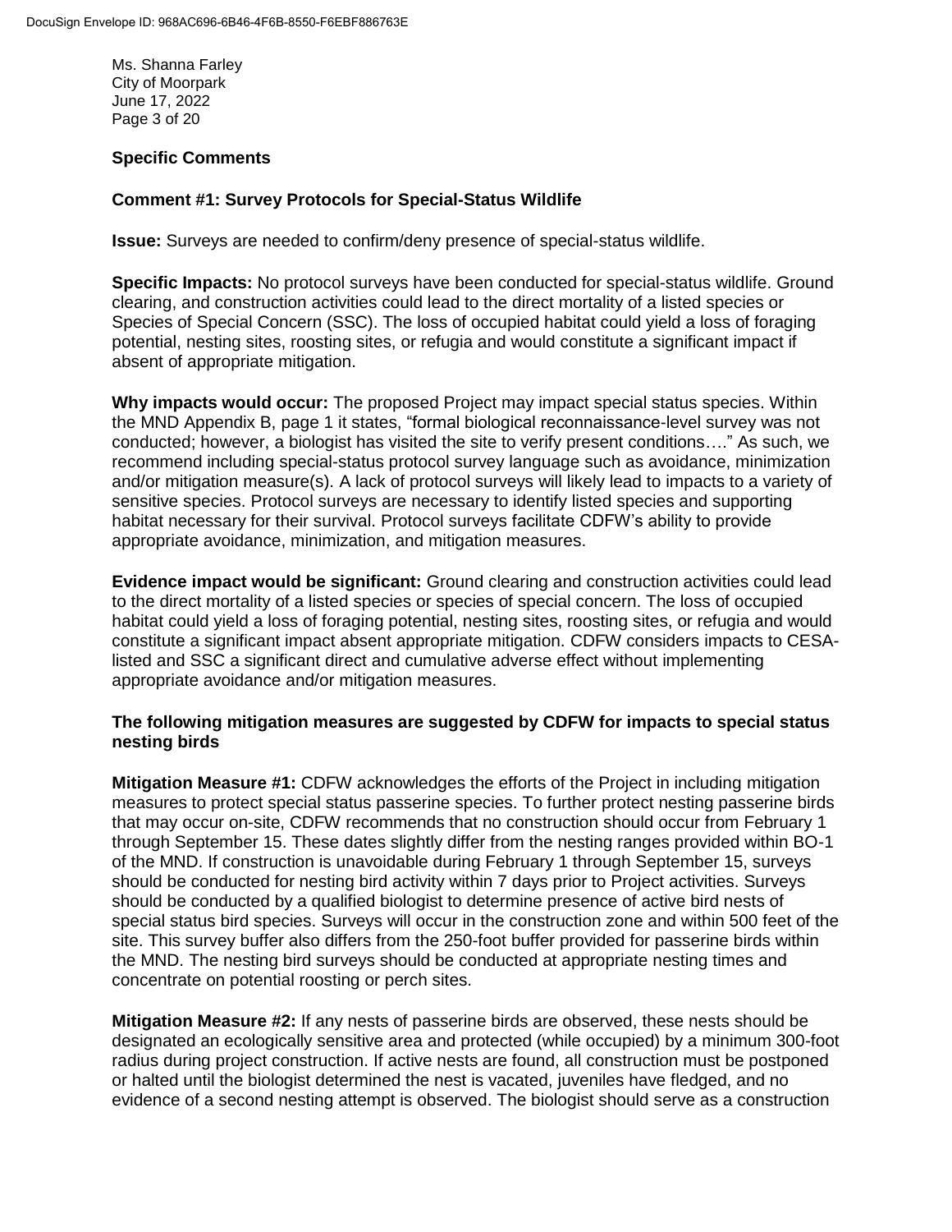Ms. Shanna Farley
City of Moorpark
June 17, 2022

**Specific Comments**

**Comment #1: Survey Protocols for Special-Status Wildlife**

**Issue:** Surveys are needed to confirm/deny presence of special-status wildlife.

**Specific Impacts:** No protocol surveys have been conducted for special-status wildlife. Ground clearing, and construction activities could lead to the direct mortality of a listed species or Species of Special Concern (SSC). The loss of occupied habitat could yield a loss of foraging potential, nesting sites, roosting sites, or refugia and would constitute a significant impact if absent of appropriate mitigation.

**Why impacts would occur:** The proposed Project may impact special status species. Within the MND Appendix B, page 1 it states, "formal biological reconnaissance-level survey was not conducted; however, a biologist has visited the site to verify present conditions…." As such, we recommend including special-status protocol survey language such as avoidance, minimization and/or mitigation measure(s). A lack of protocol surveys will likely lead to impacts to a variety of sensitive species. Protocol surveys are necessary to identify listed species and supporting habitat necessary for their survival. Protocol surveys facilitate CDFW's ability to provide appropriate avoidance, minimization, and mitigation measures.

**Evidence impact would be significant:** Ground clearing and construction activities could lead to the direct mortality of a listed species or species of special concern. The loss of occupied habitat could yield a loss of foraging potential, nesting sites, roosting sites, or refugia and would constitute a significant impact absent appropriate mitigation. CDFW considers impacts to CESA-listed and SSC a significant direct and cumulative adverse effect without implementing appropriate avoidance and/or mitigation measures.

**The following mitigation measures are suggested by CDFW for impacts to special status nesting birds**

**Mitigation Measure #1:** CDFW acknowledges the efforts of the Project in including mitigation measures to protect special status passerine species. To further protect nesting passerine birds that may occur on-site, CDFW recommends that no construction should occur from February 1 through September 15. These dates slightly differ from the nesting ranges provided within BO-1 of the MND. If construction is unavoidable during February 1 through September 15, surveys should be conducted for nesting bird activity within 7 days prior to Project activities. Surveys should be conducted by a qualified biologist to determine presence of active bird nests of special status bird species. Surveys will occur in the construction zone and within 500 feet of the site. This survey buffer also differs from the 250-foot buffer provided for passerine birds within the MND. The nesting bird surveys should be conducted at appropriate nesting times and concentrate on potential roosting or perch sites.

**Mitigation Measure #2:** If any nests of passerine birds are observed, these nests should be designated an ecologically sensitive area and protected (while occupied) by a minimum 300-foot radius during project construction. If active nests are found, all construction must be postponed or halted until the biologist determined the nest is vacated, juveniles have fledged, and no evidence of a second nesting attempt is observed. The biologist should serve as a construction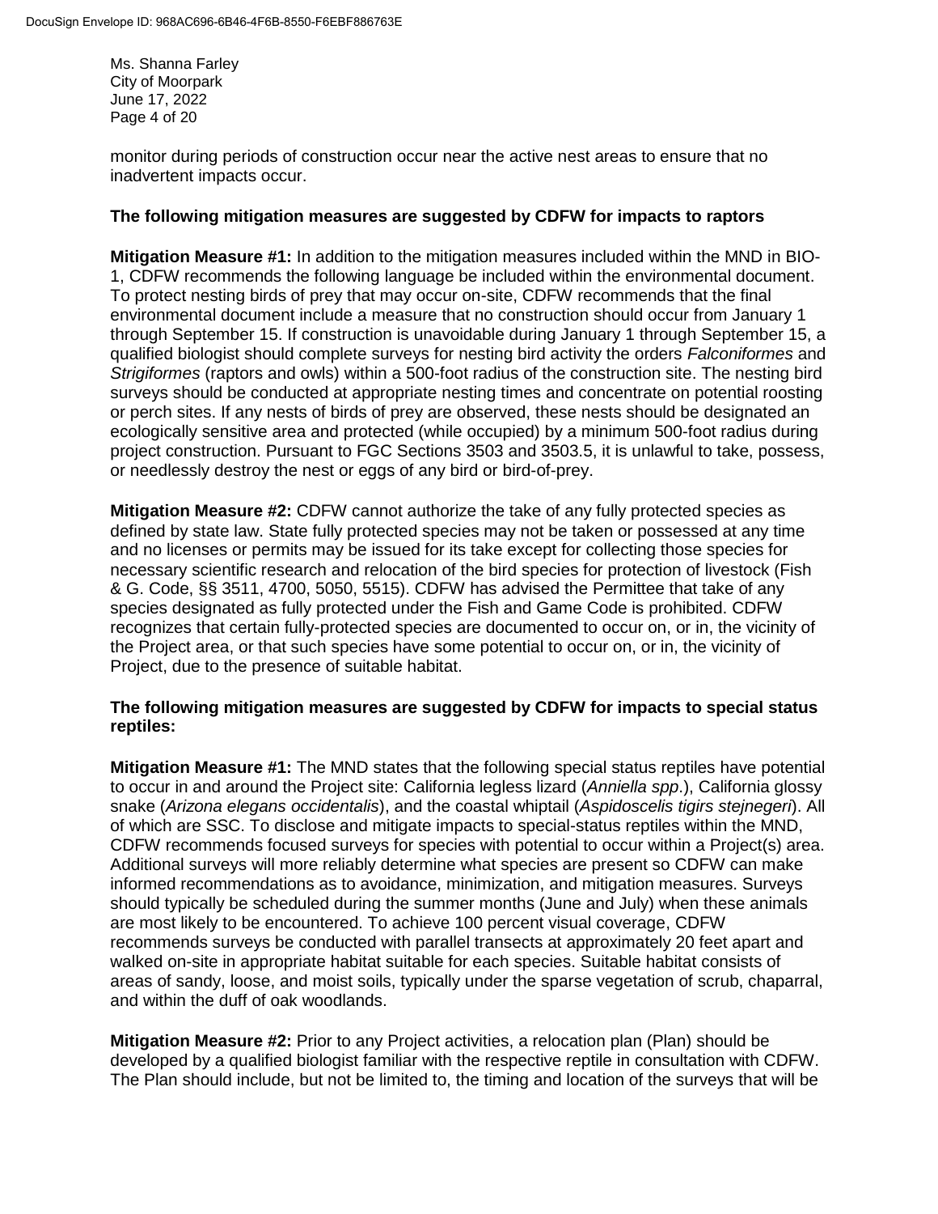monitor during periods of construction occur near the active nest areas to ensure that no inadvertent impacts occur.

**The following mitigation measures are suggested by CDFW for impacts to raptors**

**Mitigation Measure #1:** In addition to the mitigation measures included within the MND in BIO-1, CDFW recommends the following language be included within the environmental document. To protect nesting birds of prey that may occur on-site, CDFW recommends that the final environmental document include a measure that no construction should occur from January 1 through September 15. If construction is unavoidable during January 1 through September 15, a qualified biologist should complete surveys for nesting bird activity the orders *Falconiformes* and *Strigiformes* (raptors and owls) within a 500-foot radius of the construction site. The nesting bird surveys should be conducted at appropriate nesting times and concentrate on potential roosting or perch sites. If any nests of birds of prey are observed, these nests should be designated an ecologically sensitive area and protected (while occupied) by a minimum 500-foot radius during project construction. Pursuant to FGC Sections 3503 and 3503.5, it is unlawful to take, possess, or needlessly destroy the nest or eggs of any bird or bird-of-prey.

**Mitigation Measure #2:** CDFW cannot authorize the take of any fully protected species as defined by state law. State fully protected species may not be taken or possessed at any time and no licenses or permits may be issued for its take except for collecting those species for necessary scientific research and relocation of the bird species for protection of livestock (Fish & G. Code, §§ 3511, 4700, 5050, 5515). CDFW has advised the Permittee that take of any species designated as fully protected under the Fish and Game Code is prohibited. CDFW recognizes that certain fully-protected species are documented to occur on, or in, the vicinity of the Project area, or that such species have some potential to occur on, or in, the vicinity of Project, due to the presence of suitable habitat.

**The following mitigation measures are suggested by CDFW for impacts to special status reptiles:**

**Mitigation Measure #1:** The MND states that the following special status reptiles have potential to occur in and around the Project site: California legless lizard (*Anniella spp*.), California glossy snake (*Arizona elegans occidentalis*), and the coastal whiptail (*Aspidoscelis tigirs stejnegeri*). All of which are SSC. To disclose and mitigate impacts to special-status reptiles within the MND, CDFW recommends focused surveys for species with potential to occur within a Project(s) area. Additional surveys will more reliably determine what species are present so CDFW can make informed recommendations as to avoidance, minimization, and mitigation measures. Surveys should typically be scheduled during the summer months (June and July) when these animals are most likely to be encountered. To achieve 100 percent visual coverage, CDFW recommends surveys be conducted with parallel transects at approximately 20 feet apart and walked on-site in appropriate habitat suitable for each species. Suitable habitat consists of areas of sandy, loose, and moist soils, typically under the sparse vegetation of scrub, chaparral, and within the duff of oak woodlands.

**Mitigation Measure #2:** Prior to any Project activities, a relocation plan (Plan) should be developed by a qualified biologist familiar with the respective reptile in consultation with CDFW. The Plan should include, but not be limited to, the timing and location of the surveys that will be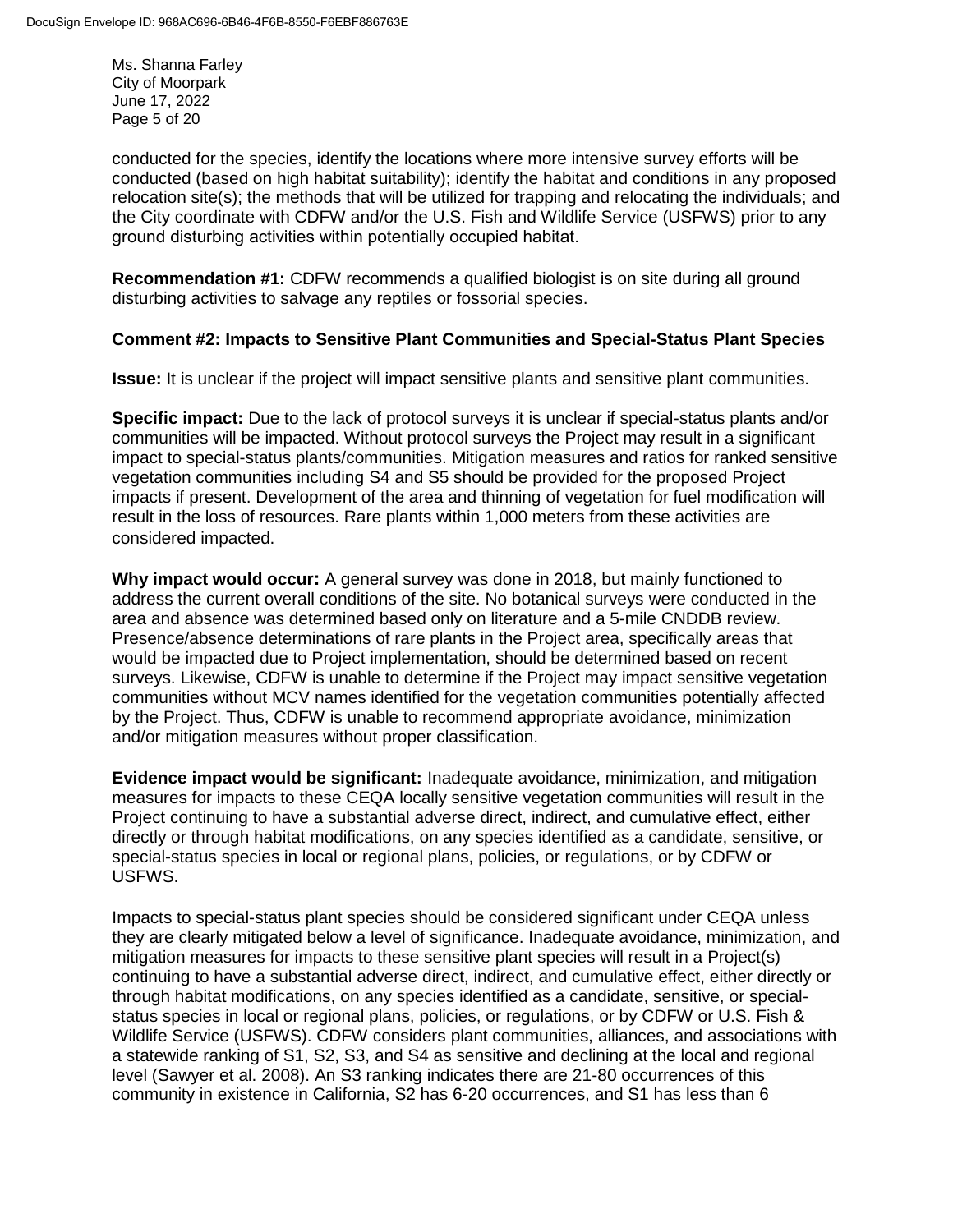conducted for the species, identify the locations where more intensive survey efforts will be conducted (based on high habitat suitability); identify the habitat and conditions in any proposed relocation site(s); the methods that will be utilized for trapping and relocating the individuals; and the City coordinate with CDFW and/or the U.S. Fish and Wildlife Service (USFWS) prior to any ground disturbing activities within potentially occupied habitat.

**Recommendation #1:** CDFW recommends a qualified biologist is on site during all ground disturbing activities to salvage any reptiles or fossorial species.

**Comment #2: Impacts to Sensitive Plant Communities and Special-Status Plant Species**

**Issue:** It is unclear if the project will impact sensitive plants and sensitive plant communities.

**Specific impact:** Due to the lack of protocol surveys it is unclear if special-status plants and/or communities will be impacted. Without protocol surveys the Project may result in a significant impact to special-status plants/communities. Mitigation measures and ratios for ranked sensitive vegetation communities including S4 and S5 should be provided for the proposed Project impacts if present. Development of the area and thinning of vegetation for fuel modification will result in the loss of resources. Rare plants within 1,000 meters from these activities are considered impacted.

**Why impact would occur:** A general survey was done in 2018, but mainly functioned to address the current overall conditions of the site. No botanical surveys were conducted in the area and absence was determined based only on literature and a 5-mile CNDDB review. Presence/absence determinations of rare plants in the Project area, specifically areas that would be impacted due to Project implementation, should be determined based on recent surveys. Likewise, CDFW is unable to determine if the Project may impact sensitive vegetation communities without MCV names identified for the vegetation communities potentially affected by the Project. Thus, CDFW is unable to recommend appropriate avoidance, minimization and/or mitigation measures without proper classification.

**Evidence impact would be significant:** Inadequate avoidance, minimization, and mitigation measures for impacts to these CEQA locally sensitive vegetation communities will result in the Project continuing to have a substantial adverse direct, indirect, and cumulative effect, either directly or through habitat modifications, on any species identified as a candidate, sensitive, or special-status species in local or regional plans, policies, or regulations, or by CDFW or USFWS.

Impacts to special-status plant species should be considered significant under CEQA unless they are clearly mitigated below a level of significance. Inadequate avoidance, minimization, and mitigation measures for impacts to these sensitive plant species will result in a Project(s) continuing to have a substantial adverse direct, indirect, and cumulative effect, either directly or through habitat modifications, on any species identified as a candidate, sensitive, or special-status species in local or regional plans, policies, or regulations, or by CDFW or U.S. Fish & Wildlife Service (USFWS). CDFW considers plant communities, alliances, and associations with a statewide ranking of S1, S2, S3, and S4 as sensitive and declining at the local and regional level (Sawyer et al. 2008). An S3 ranking indicates there are 21-80 occurrences of this community in existence in California, S2 has 6-20 occurrences, and S1 has less than 6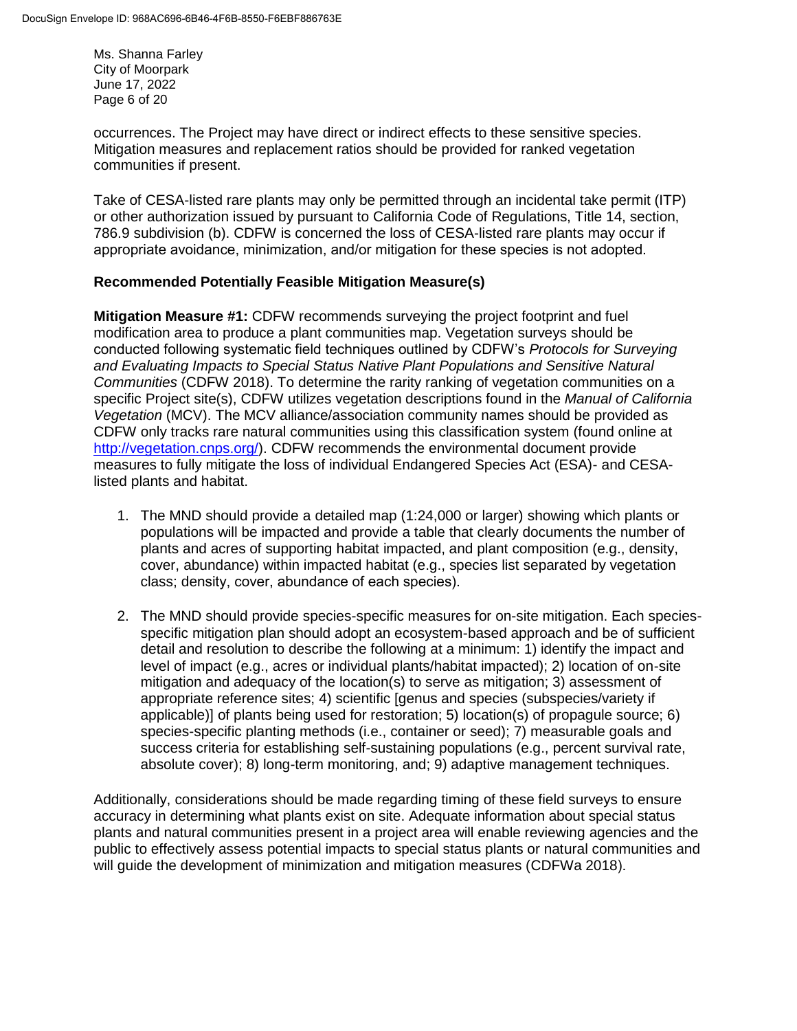occurrences. The Project may have direct or indirect effects to these sensitive species. Mitigation measures and replacement ratios should be provided for ranked vegetation communities if present.

Take of CESA-listed rare plants may only be permitted through an incidental take permit (ITP) or other authorization issued by pursuant to California Code of Regulations, Title 14, section, 786.9 subdivision (b). CDFW is concerned the loss of CESA-listed rare plants may occur if appropriate avoidance, minimization, and/or mitigation for these species is not adopted.

**Recommended Potentially Feasible Mitigation Measure(s)**

**Mitigation Measure #1:** CDFW recommends surveying the project footprint and fuel modification area to produce a plant communities map. Vegetation surveys should be conducted following systematic field techniques outlined by CDFW's *Protocols for Surveying and Evaluating Impacts to Special Status Native Plant Populations and Sensitive Natural Communities* (CDFW 2018). To determine the rarity ranking of vegetation communities on a specific Project site(s), CDFW utilizes vegetation descriptions found in the *Manual of California Vegetation* (MCV). The MCV alliance/association community names should be provided as CDFW only tracks rare natural communities using this classification system (found online at http://vegetation.cnps.org/). CDFW recommends the environmental document provide measures to fully mitigate the loss of individual Endangered Species Act (ESA)- and CESA-listed plants and habitat.

1. The MND should provide a detailed map (1:24,000 or larger) showing which plants or populations will be impacted and provide a table that clearly documents the number of plants and acres of supporting habitat impacted, and plant composition (e.g., density, cover, abundance) within impacted habitat (e.g., species list separated by vegetation class; density, cover, abundance of each species).

2. The MND should provide species-specific measures for on-site mitigation. Each species-specific mitigation plan should adopt an ecosystem-based approach and be of sufficient detail and resolution to describe the following at a minimum: 1) identify the impact and level of impact (e.g., acres or individual plants/habitat impacted); 2) location of on-site mitigation and adequacy of the location(s) to serve as mitigation; 3) assessment of appropriate reference sites; 4) scientific [genus and species (subspecies/variety if applicable)] of plants being used for restoration; 5) location(s) of propagule source; 6) species-specific planting methods (i.e., container or seed); 7) measurable goals and success criteria for establishing self-sustaining populations (e.g., percent survival rate, absolute cover); 8) long-term monitoring, and; 9) adaptive management techniques.

Additionally, considerations should be made regarding timing of these field surveys to ensure accuracy in determining what plants exist on site. Adequate information about special status plants and natural communities present in a project area will enable reviewing agencies and the public to effectively assess potential impacts to special status plants or natural communities and will guide the development of minimization and mitigation measures (CDFWa 2018).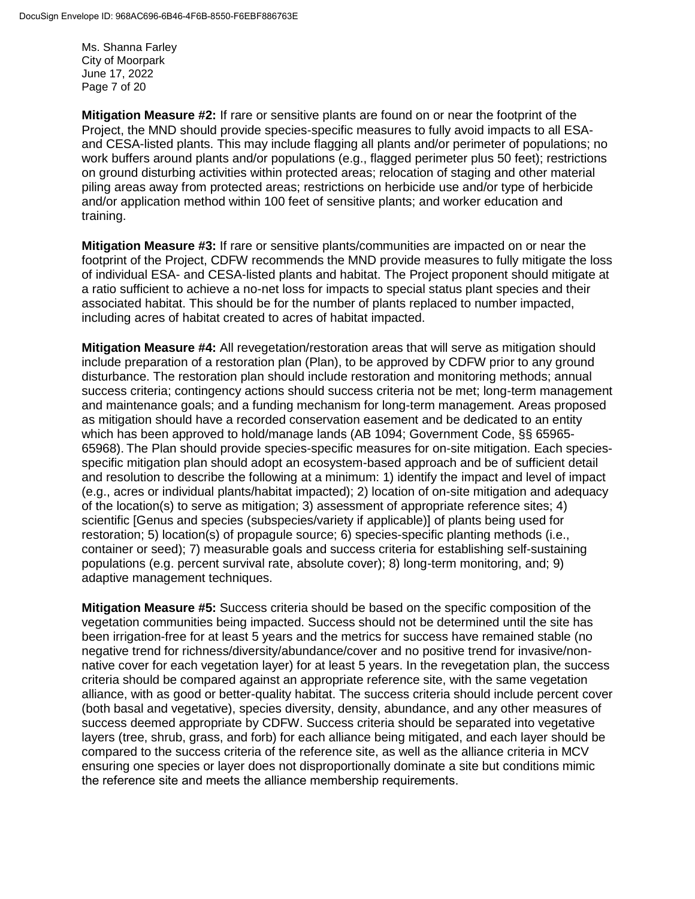**Mitigation Measure #2:** If rare or sensitive plants are found on or near the footprint of the Project, the MND should provide species-specific measures to fully avoid impacts to all ESA- and CESA-listed plants. This may include flagging all plants and/or perimeter of populations; no work buffers around plants and/or populations (e.g., flagged perimeter plus 50 feet); restrictions on ground disturbing activities within protected areas; relocation of staging and other material piling areas away from protected areas; restrictions on herbicide use and/or type of herbicide and/or application method within 100 feet of sensitive plants; and worker education and training.

**Mitigation Measure #3:** If rare or sensitive plants/communities are impacted on or near the footprint of the Project, CDFW recommends the MND provide measures to fully mitigate the loss of individual ESA- and CESA-listed plants and habitat. The Project proponent should mitigate at a ratio sufficient to achieve a no-net loss for impacts to special status plant species and their associated habitat. This should be for the number of plants replaced to number impacted, including acres of habitat created to acres of habitat impacted.

**Mitigation Measure #4:** All revegetation/restoration areas that will serve as mitigation should include preparation of a restoration plan (Plan), to be approved by CDFW prior to any ground disturbance. The restoration plan should include restoration and monitoring methods; annual success criteria; contingency actions should success criteria not be met; long-term management and maintenance goals; and a funding mechanism for long-term management. Areas proposed as mitigation should have a recorded conservation easement and be dedicated to an entity which has been approved to hold/manage lands (AB 1094; Government Code, §§ 65965-65968). The Plan should provide species-specific measures for on-site mitigation. Each species-specific mitigation plan should adopt an ecosystem-based approach and be of sufficient detail and resolution to describe the following at a minimum: 1) identify the impact and level of impact (e.g., acres or individual plants/habitat impacted); 2) location of on-site mitigation and adequacy of the location(s) to serve as mitigation; 3) assessment of appropriate reference sites; 4) scientific [Genus and species (subspecies/variety if applicable)] of plants being used for restoration; 5) location(s) of propagule source; 6) species-specific planting methods (i.e., container or seed); 7) measurable goals and success criteria for establishing self-sustaining populations (e.g. percent survival rate, absolute cover); 8) long-term monitoring, and; 9) adaptive management techniques.

**Mitigation Measure #5:** Success criteria should be based on the specific composition of the vegetation communities being impacted. Success should not be determined until the site has been irrigation-free for at least 5 years and the metrics for success have remained stable (no negative trend for richness/diversity/abundance/cover and no positive trend for invasive/non-native cover for each vegetation layer) for at least 5 years. In the revegetation plan, the success criteria should be compared against an appropriate reference site, with the same vegetation alliance, with as good or better-quality habitat. The success criteria should include percent cover (both basal and vegetative), species diversity, density, abundance, and any other measures of success deemed appropriate by CDFW. Success criteria should be separated into vegetative layers (tree, shrub, grass, and forb) for each alliance being mitigated, and each layer should be compared to the success criteria of the reference site, as well as the alliance criteria in MCV ensuring one species or layer does not disproportionally dominate a site but conditions mimic the reference site and meets the alliance membership requirements.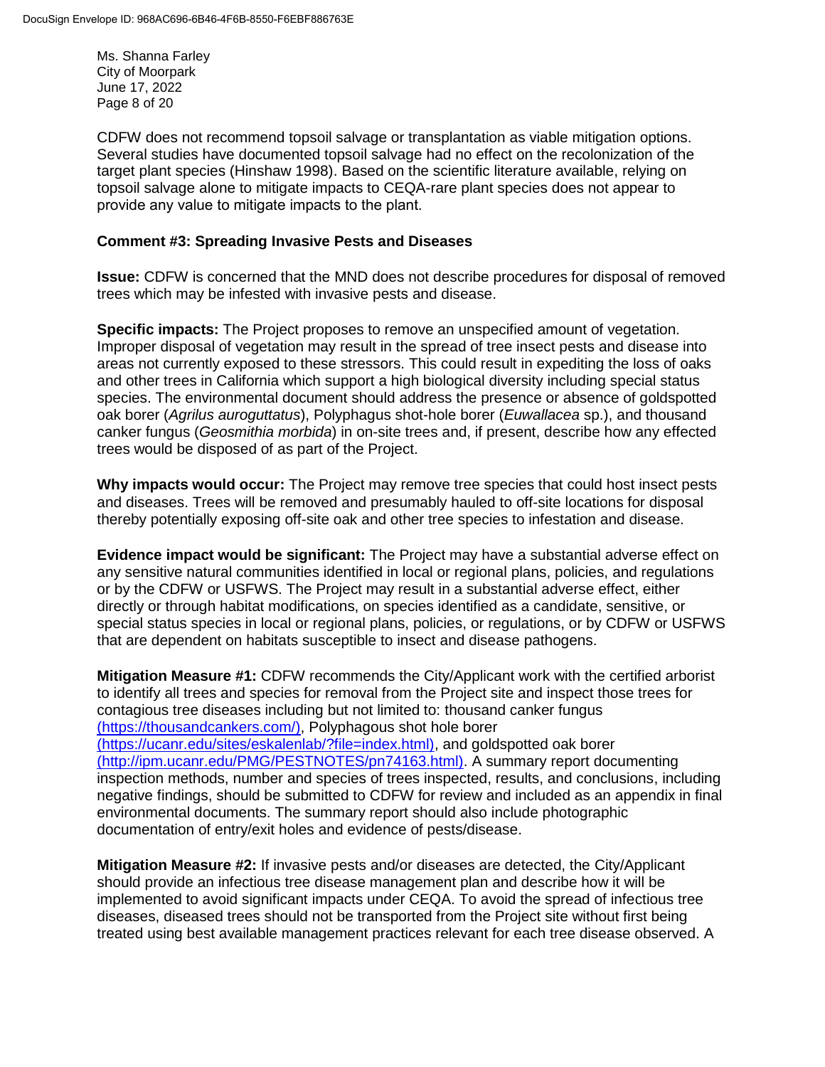CDFW does not recommend topsoil salvage or transplantation as viable mitigation options. Several studies have documented topsoil salvage had no effect on the recolonization of the target plant species (Hinshaw 1998). Based on the scientific literature available, relying on topsoil salvage alone to mitigate impacts to CEQA-rare plant species does not appear to provide any value to mitigate impacts to the plant.

**Comment #3: Spreading Invasive Pests and Diseases**

**Issue:** CDFW is concerned that the MND does not describe procedures for disposal of removed trees which may be infested with invasive pests and disease.

**Specific impacts:** The Project proposes to remove an unspecified amount of vegetation. Improper disposal of vegetation may result in the spread of tree insect pests and disease into areas not currently exposed to these stressors. This could result in expediting the loss of oaks and other trees in California which support a high biological diversity including special status species. The environmental document should address the presence or absence of goldspotted oak borer (*Agrilus auroguttatus*), Polyphagus shot-hole borer (*Euwallacea* sp.), and thousand canker fungus (*Geosmithia morbida*) in on-site trees and, if present, describe how any effected trees would be disposed of as part of the Project.

**Why impacts would occur:** The Project may remove tree species that could host insect pests and diseases. Trees will be removed and presumably hauled to off-site locations for disposal thereby potentially exposing off-site oak and other tree species to infestation and disease.

**Evidence impact would be significant:** The Project may have a substantial adverse effect on any sensitive natural communities identified in local or regional plans, policies, and regulations or by the CDFW or USFWS. The Project may result in a substantial adverse effect, either directly or through habitat modifications, on species identified as a candidate, sensitive, or special status species in local or regional plans, policies, or regulations, or by CDFW or USFWS that are dependent on habitats susceptible to insect and disease pathogens.

**Mitigation Measure #1:** CDFW recommends the City/Applicant work with the certified arborist to identify all trees and species for removal from the Project site and inspect those trees for contagious tree diseases including but not limited to: thousand canker fungus (https://thousandcankers.com/), Polyphagous shot hole borer (https://ucanr.edu/sites/eskalenlab/?file=index.html), and goldspotted oak borer (http://ipm.ucanr.edu/PMG/PESTNOTES/pn74163.html). A summary report documenting inspection methods, number and species of trees inspected, results, and conclusions, including negative findings, should be submitted to CDFW for review and included as an appendix in final environmental documents. The summary report should also include photographic documentation of entry/exit holes and evidence of pests/disease.

**Mitigation Measure #2:** If invasive pests and/or diseases are detected, the City/Applicant should provide an infectious tree disease management plan and describe how it will be implemented to avoid significant impacts under CEQA. To avoid the spread of infectious tree diseases, diseased trees should not be transported from the Project site without first being treated using best available management practices relevant for each tree disease observed. A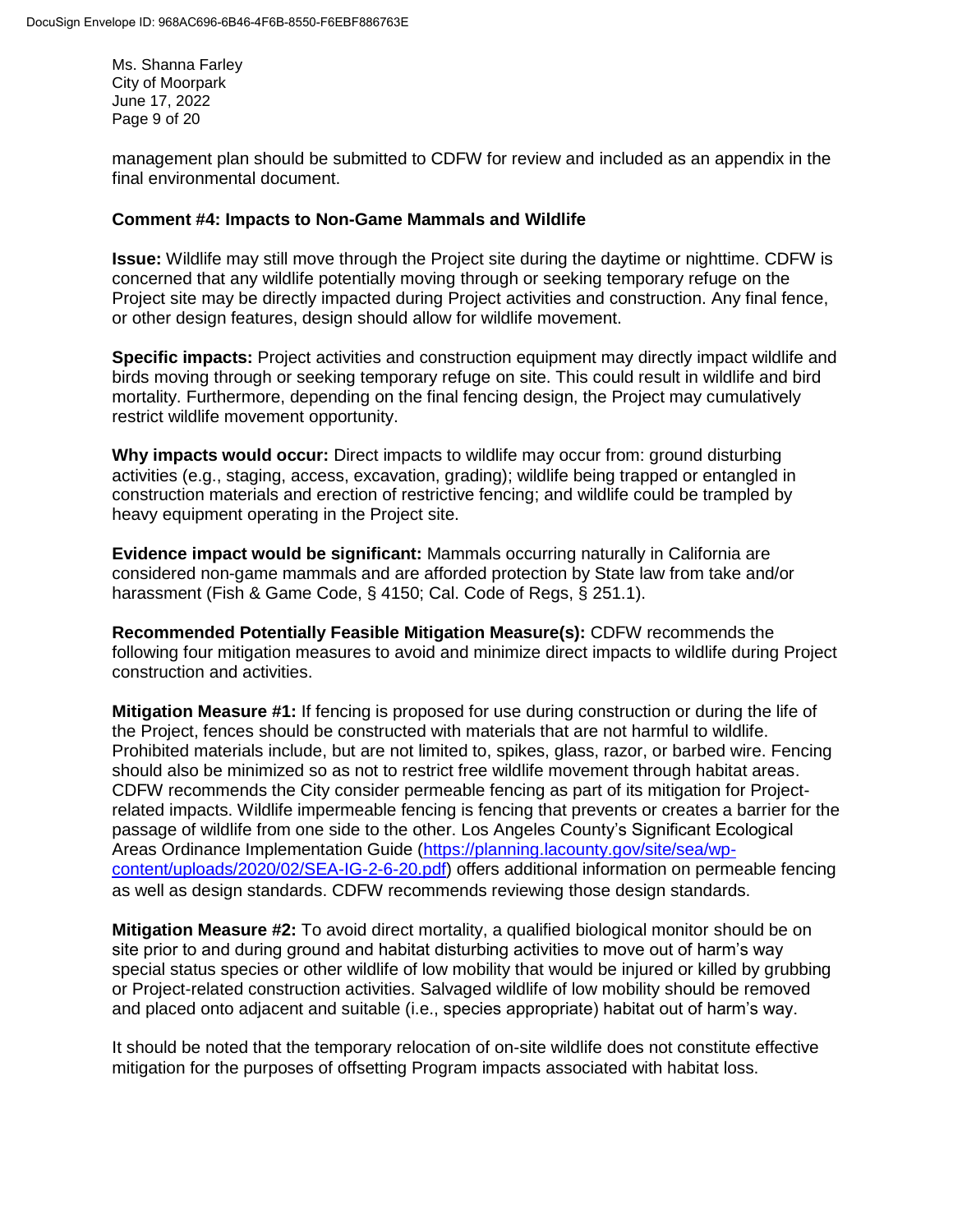management plan should be submitted to CDFW for review and included as an appendix in the final environmental document.

**Comment #4: Impacts to Non-Game Mammals and Wildlife**

**Issue:** Wildlife may still move through the Project site during the daytime or nighttime. CDFW is concerned that any wildlife potentially moving through or seeking temporary refuge on the Project site may be directly impacted during Project activities and construction. Any final fence, or other design features, design should allow for wildlife movement.

**Specific impacts:** Project activities and construction equipment may directly impact wildlife and birds moving through or seeking temporary refuge on site. This could result in wildlife and bird mortality. Furthermore, depending on the final fencing design, the Project may cumulatively restrict wildlife movement opportunity.

**Why impacts would occur:** Direct impacts to wildlife may occur from: ground disturbing activities (e.g., staging, access, excavation, grading); wildlife being trapped or entangled in construction materials and erection of restrictive fencing; and wildlife could be trampled by heavy equipment operating in the Project site.

**Evidence impact would be significant:** Mammals occurring naturally in California are considered non-game mammals and are afforded protection by State law from take and/or harassment (Fish & Game Code, § 4150; Cal. Code of Regs, § 251.1).

**Recommended Potentially Feasible Mitigation Measure(s):** CDFW recommends the following four mitigation measures to avoid and minimize direct impacts to wildlife during Project construction and activities.

**Mitigation Measure #1:** If fencing is proposed for use during construction or during the life of the Project, fences should be constructed with materials that are not harmful to wildlife. Prohibited materials include, but are not limited to, spikes, glass, razor, or barbed wire. Fencing should also be minimized so as not to restrict free wildlife movement through habitat areas. CDFW recommends the City consider permeable fencing as part of its mitigation for Project-related impacts. Wildlife impermeable fencing is fencing that prevents or creates a barrier for the passage of wildlife from one side to the other. Los Angeles County's Significant Ecological Areas Ordinance Implementation Guide (https://planning.lacounty.gov/site/sea/wp-content/uploads/2020/02/SEA-IG-2-6-20.pdf) offers additional information on permeable fencing as well as design standards. CDFW recommends reviewing those design standards.

**Mitigation Measure #2:** To avoid direct mortality, a qualified biological monitor should be on site prior to and during ground and habitat disturbing activities to move out of harm's way special status species or other wildlife of low mobility that would be injured or killed by grubbing or Project-related construction activities. Salvaged wildlife of low mobility should be removed and placed onto adjacent and suitable (i.e., species appropriate) habitat out of harm's way.

It should be noted that the temporary relocation of on-site wildlife does not constitute effective mitigation for the purposes of offsetting Program impacts associated with habitat loss.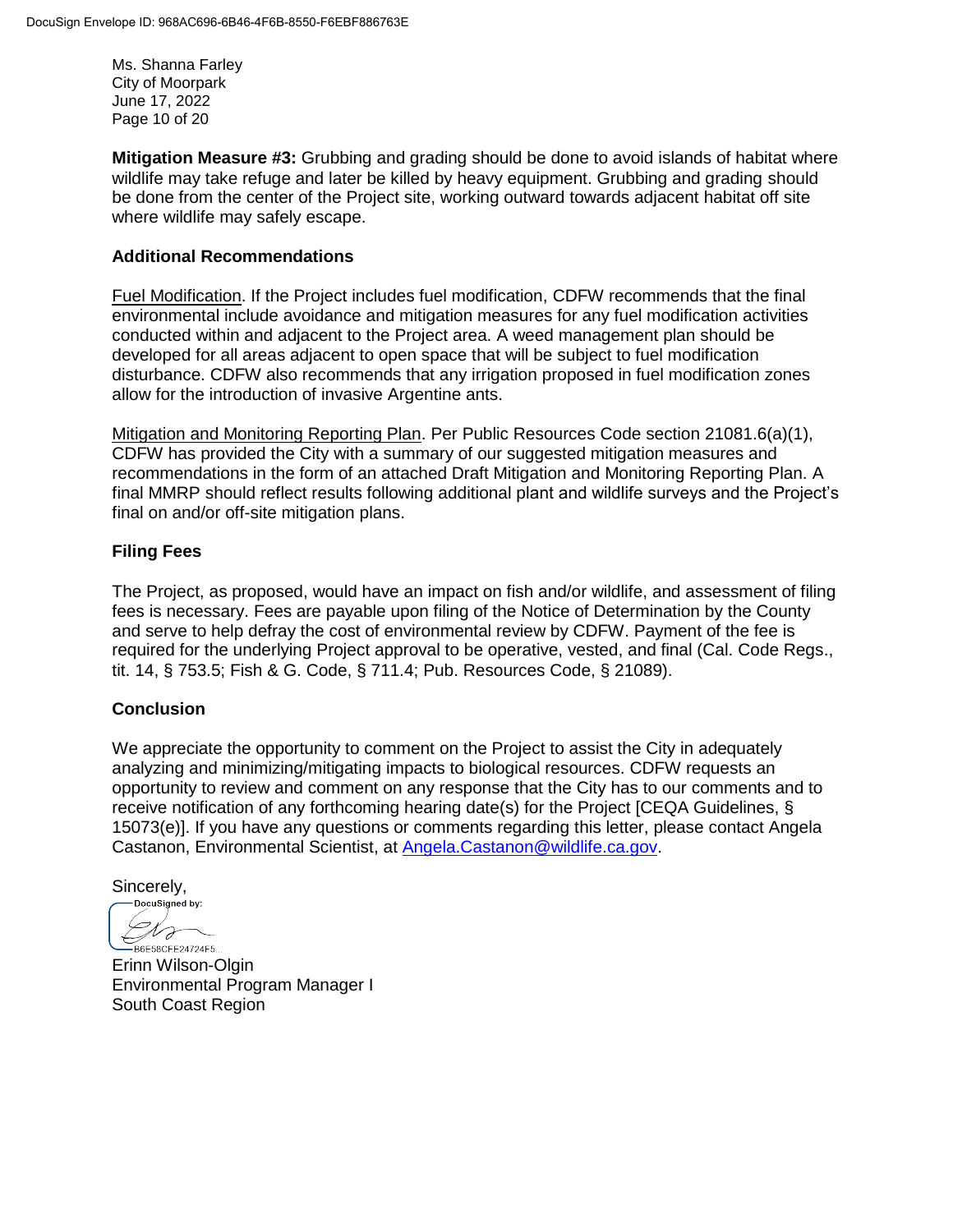**Mitigation Measure #3:** Grubbing and grading should be done to avoid islands of habitat where wildlife may take refuge and later be killed by heavy equipment. Grubbing and grading should be done from the center of the Project site, working outward towards adjacent habitat off site where wildlife may safely escape.

### Additional Recommendations

Fuel Modification. If the Project includes fuel modification, CDFW recommends that the final environmental include avoidance and mitigation measures for any fuel modification activities conducted within and adjacent to the Project area. A weed management plan should be developed for all areas adjacent to open space that will be subject to fuel modification disturbance. CDFW also recommends that any irrigation proposed in fuel modification zones allow for the introduction of invasive Argentine ants.

Mitigation and Monitoring Reporting Plan. Per Public Resources Code section 21081.6(a)(1), CDFW has provided the City with a summary of our suggested mitigation measures and recommendations in the form of an attached Draft Mitigation and Monitoring Reporting Plan. A final MMRP should reflect results following additional plant and wildlife surveys and the Project's final on and/or off-site mitigation plans.

### Filing Fees

The Project, as proposed, would have an impact on fish and/or wildlife, and assessment of filing fees is necessary. Fees are payable upon filing of the Notice of Determination by the County and serve to help defray the cost of environmental review by CDFW. Payment of the fee is required for the underlying Project approval to be operative, vested, and final (Cal. Code Regs., tit. 14, § 753.5; Fish & G. Code, § 711.4; Pub. Resources Code, § 21089).

### Conclusion

We appreciate the opportunity to comment on the Project to assist the City in adequately analyzing and minimizing/mitigating impacts to biological resources. CDFW requests an opportunity to review and comment on any response that the City has to our comments and to receive notification of any forthcoming hearing date(s) for the Project [CEQA Guidelines, § 15073(e)]. If you have any questions or comments regarding this letter, please contact Angela Castanon, Environmental Scientist, at Angela.Castanon@wildlife.ca.gov.

Sincerely,

DocuSigned by:

B6E58CFE24724F5...

Erinn Wilson-Olgin
Environmental Program Manager I
South Coast Region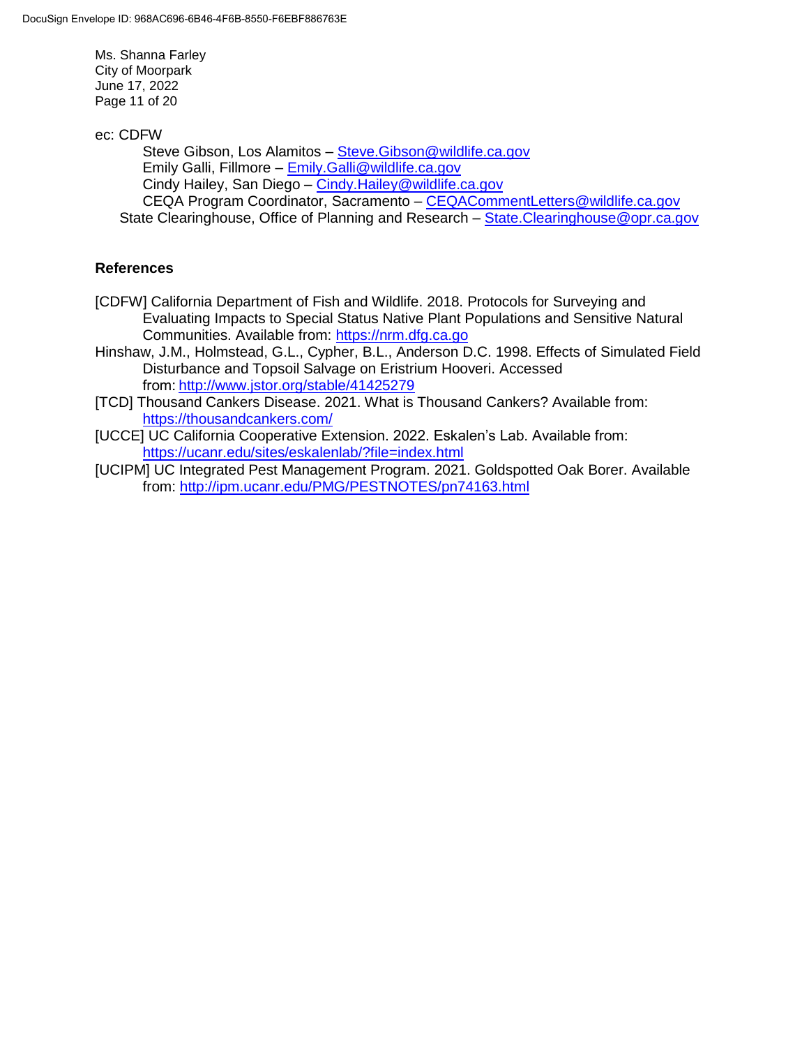ec: CDFW

Steve Gibson, Los Alamitos – Steve.Gibson@wildlife.ca.gov
Emily Galli, Fillmore – Emily.Galli@wildlife.ca.gov
Cindy Hailey, San Diego – Cindy.Hailey@wildlife.ca.gov
CEQA Program Coordinator, Sacramento – CEQACommentLetters@wildlife.ca.gov

State Clearinghouse, Office of Planning and Research – State.Clearinghouse@opr.ca.gov

### References

[CDFW] California Department of Fish and Wildlife. 2018. Protocols for Surveying and Evaluating Impacts to Special Status Native Plant Populations and Sensitive Natural Communities. Available from: https://nrm.dfg.ca.go

Hinshaw, J.M., Holmstead, G.L., Cypher, B.L., Anderson D.C. 1998. Effects of Simulated Field Disturbance and Topsoil Salvage on Eristrium Hooveri. Accessed from: http://www.jstor.org/stable/41425279

[TCD] Thousand Cankers Disease. 2021. What is Thousand Cankers? Available from: https://thousandcankers.com/

[UCCE] UC California Cooperative Extension. 2022. Eskalen's Lab. Available from: https://ucanr.edu/sites/eskalenlab/?file=index.html

[UCIPM] UC Integrated Pest Management Program. 2021. Goldspotted Oak Borer. Available from: http://ipm.ucanr.edu/PMG/PESTNOTES/pn74163.html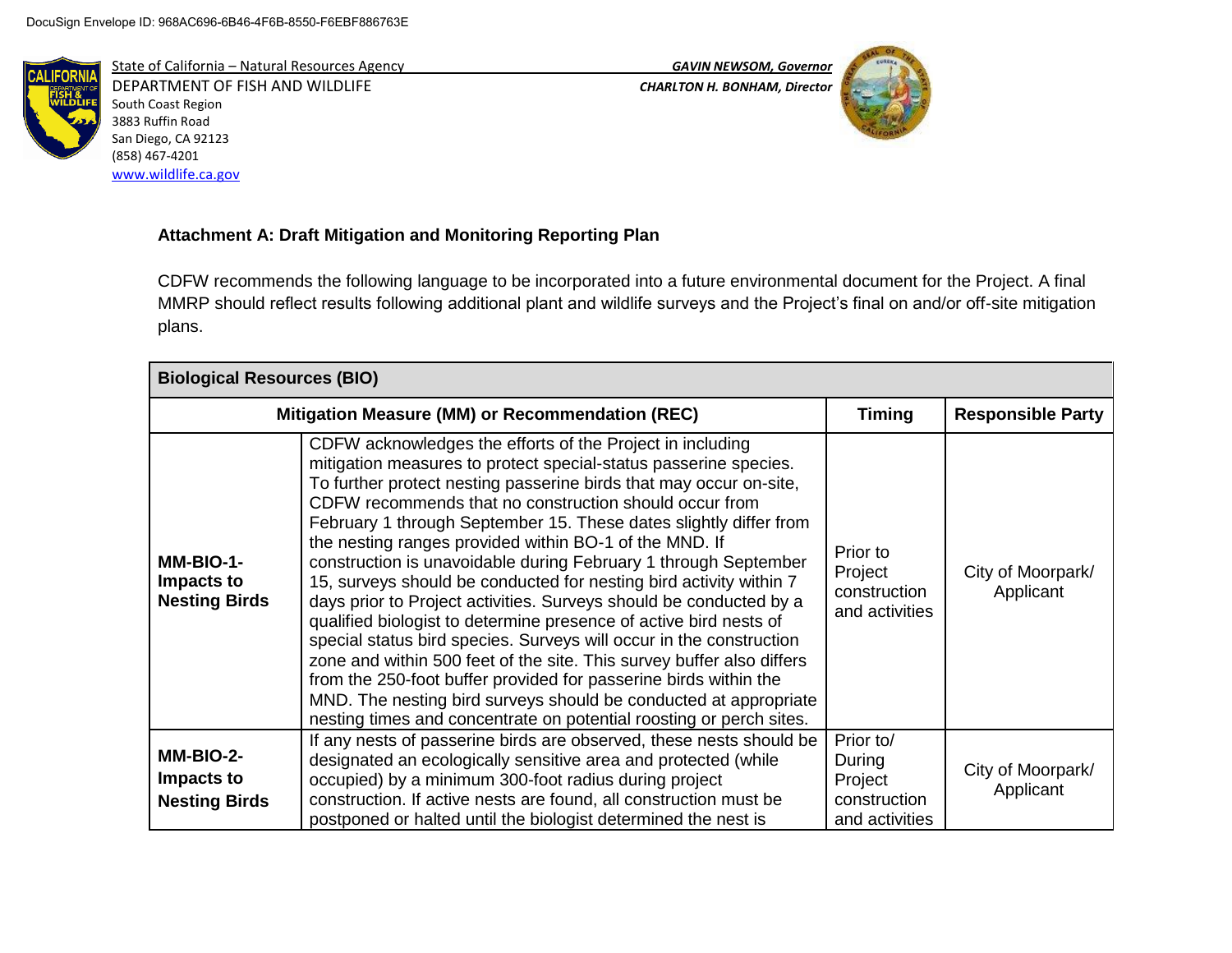DocuSign Envelope ID: 968AC696-6B46-4F6B-8550-F6EBF886763E

State of California – Natural Resources Agency
DEPARTMENT OF FISH AND WILDLIFE
South Coast Region
3883 Ruffin Road
San Diego, CA 92123
(858) 467-4201
www.wildlife.ca.gov

***GAVIN NEWSOM, Governor***
***CHARLTON H. BONHAM, Director***

**Attachment A: Draft Mitigation and Monitoring Reporting Plan**

CDFW recommends the following language to be incorporated into a future environmental document for the Project. A final MMRP should reflect results following additional plant and wildlife surveys and the Project's final on and/or off-site mitigation plans.

| **Biological Resources (BIO)** | | | |
|---|---|---|---|
| **Mitigation Measure (MM) or Recommendation (REC)** | | **Timing** | **Responsible Party** |
| **MM-BIO-1-Impacts to Nesting Birds** | CDFW acknowledges the efforts of the Project in including mitigation measures to protect special-status passerine species. To further protect nesting passerine birds that may occur on-site, CDFW recommends that no construction should occur from February 1 through September 15. These dates slightly differ from the nesting ranges provided within BO-1 of the MND. If construction is unavoidable during February 1 through September 15, surveys should be conducted for nesting bird activity within 7 days prior to Project activities. Surveys should be conducted by a qualified biologist to determine presence of active bird nests of special status bird species. Surveys will occur in the construction zone and within 500 feet of the site. This survey buffer also differs from the 250-foot buffer provided for passerine birds within the MND. The nesting bird surveys should be conducted at appropriate nesting times and concentrate on potential roosting or perch sites. | Prior to Project construction and activities | City of Moorpark/ Applicant |
| **MM-BIO-2-Impacts to Nesting Birds** | If any nests of passerine birds are observed, these nests should be designated an ecologically sensitive area and protected (while occupied) by a minimum 300-foot radius during project construction. If active nests are found, all construction must be postponed or halted until the biologist determined the nest is | Prior to/ During Project construction and activities | City of Moorpark/ Applicant |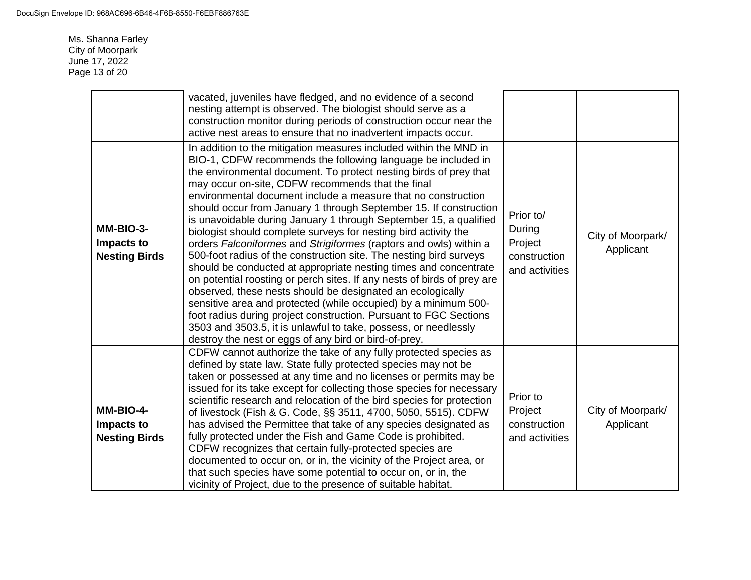| | | | |
|---|---|---|---|
| | vacated, juveniles have fledged, and no evidence of a second nesting attempt is observed. The biologist should serve as a construction monitor during periods of construction occur near the active nest areas to ensure that no inadvertent impacts occur. | | |
| **MM-BIO-3- Impacts to Nesting Birds** | In addition to the mitigation measures included within the MND in BIO-1, CDFW recommends the following language be included in the environmental document. To protect nesting birds of prey that may occur on-site, CDFW recommends that the final environmental document include a measure that no construction should occur from January 1 through September 15. If construction is unavoidable during January 1 through September 15, a qualified biologist should complete surveys for nesting bird activity the orders *Falconiformes* and *Strigiformes* (raptors and owls) within a 500-foot radius of the construction site. The nesting bird surveys should be conducted at appropriate nesting times and concentrate on potential roosting or perch sites. If any nests of birds of prey are observed, these nests should be designated an ecologically sensitive area and protected (while occupied) by a minimum 500-foot radius during project construction. Pursuant to FGC Sections 3503 and 3503.5, it is unlawful to take, possess, or needlessly destroy the nest or eggs of any bird or bird-of-prey. | Prior to/ During Project construction and activities | City of Moorpark/ Applicant |
| **MM-BIO-4- Impacts to Nesting Birds** | CDFW cannot authorize the take of any fully protected species as defined by state law. State fully protected species may not be taken or possessed at any time and no licenses or permits may be issued for its take except for collecting those species for necessary scientific research and relocation of the bird species for protection of livestock (Fish & G. Code, §§ 3511, 4700, 5050, 5515). CDFW has advised the Permittee that take of any species designated as fully protected under the Fish and Game Code is prohibited. CDFW recognizes that certain fully-protected species are documented to occur on, or in, the vicinity of the Project area, or that such species have some potential to occur on, or in, the vicinity of Project, due to the presence of suitable habitat. | Prior to Project construction and activities | City of Moorpark/ Applicant |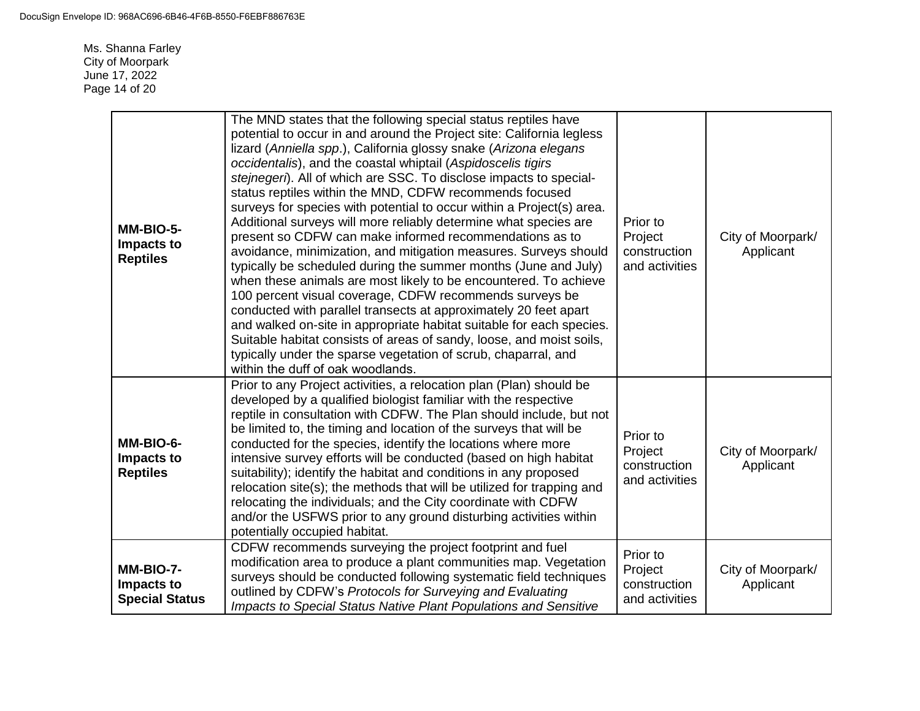Ms. Shanna Farley
City of Moorpark
June 17, 2022

| | | | |
|---|---|---|---|
| **MM-BIO-5- Impacts to Reptiles** | The MND states that the following special status reptiles have potential to occur in and around the Project site: California legless lizard (*Anniella spp*.), California glossy snake (*Arizona elegans occidentalis*), and the coastal whiptail (*Aspidoscelis tigirs stejnegeri*). All of which are SSC. To disclose impacts to special-status reptiles within the MND, CDFW recommends focused surveys for species with potential to occur within a Project(s) area. Additional surveys will more reliably determine what species are present so CDFW can make informed recommendations as to avoidance, minimization, and mitigation measures. Surveys should typically be scheduled during the summer months (June and July) when these animals are most likely to be encountered. To achieve 100 percent visual coverage, CDFW recommends surveys be conducted with parallel transects at approximately 20 feet apart and walked on-site in appropriate habitat suitable for each species. Suitable habitat consists of areas of sandy, loose, and moist soils, typically under the sparse vegetation of scrub, chaparral, and within the duff of oak woodlands. | Prior to Project construction and activities | City of Moorpark/ Applicant |
| **MM-BIO-6- Impacts to Reptiles** | Prior to any Project activities, a relocation plan (Plan) should be developed by a qualified biologist familiar with the respective reptile in consultation with CDFW. The Plan should include, but not be limited to, the timing and location of the surveys that will be conducted for the species, identify the locations where more intensive survey efforts will be conducted (based on high habitat suitability); identify the habitat and conditions in any proposed relocation site(s); the methods that will be utilized for trapping and relocating the individuals; and the City coordinate with CDFW and/or the USFWS prior to any ground disturbing activities within potentially occupied habitat. | Prior to Project construction and activities | City of Moorpark/ Applicant |
| **MM-BIO-7- Impacts to Special Status** | CDFW recommends surveying the project footprint and fuel modification area to produce a plant communities map. Vegetation surveys should be conducted following systematic field techniques outlined by CDFW's *Protocols for Surveying and Evaluating Impacts to Special Status Native Plant Populations and Sensitive* | Prior to Project construction and activities | City of Moorpark/ Applicant |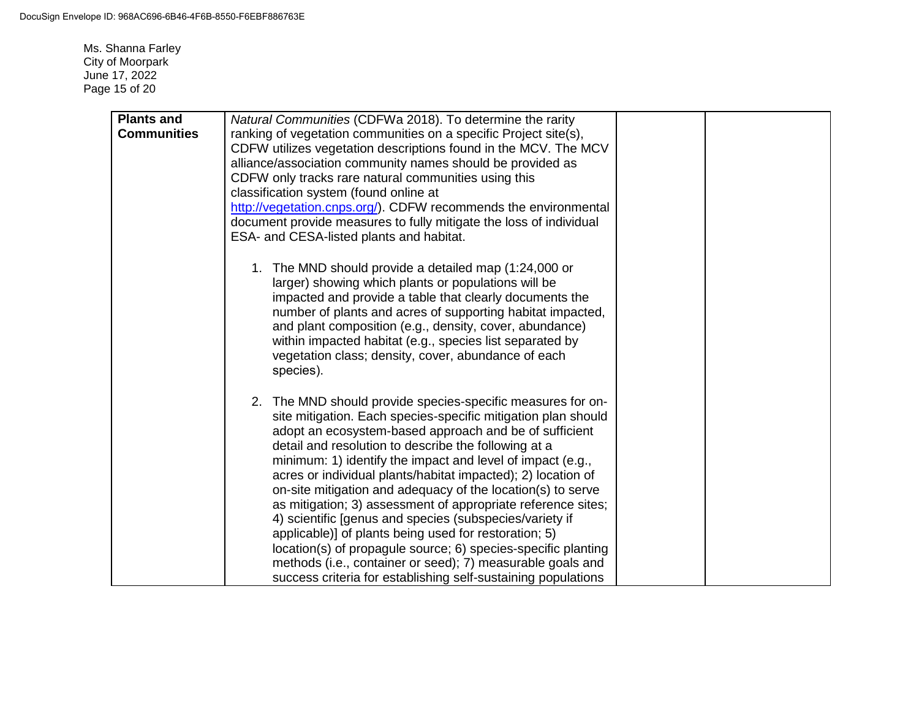| | | | |
|---|---|---|---|
| **Plants and Communities** | *Natural Communities* (CDFWa 2018). To determine the rarity ranking of vegetation communities on a specific Project site(s), CDFW utilizes vegetation descriptions found in the MCV. The MCV alliance/association community names should be provided as CDFW only tracks rare natural communities using this classification system (found online at http://vegetation.cnps.org/). CDFW recommends the environmental document provide measures to fully mitigate the loss of individual ESA- and CESA-listed plants and habitat.<br><br>1. The MND should provide a detailed map (1:24,000 or larger) showing which plants or populations will be impacted and provide a table that clearly documents the number of plants and acres of supporting habitat impacted, and plant composition (e.g., density, cover, abundance) within impacted habitat (e.g., species list separated by vegetation class; density, cover, abundance of each species).<br><br>2. The MND should provide species-specific measures for on-site mitigation. Each species-specific mitigation plan should adopt an ecosystem-based approach and be of sufficient detail and resolution to describe the following at a minimum: 1) identify the impact and level of impact (e.g., acres or individual plants/habitat impacted); 2) location of on-site mitigation and adequacy of the location(s) to serve as mitigation; 3) assessment of appropriate reference sites; 4) scientific [genus and species (subspecies/variety if applicable)] of plants being used for restoration; 5) location(s) of propagule source; 6) species-specific planting methods (i.e., container or seed); 7) measurable goals and success criteria for establishing self-sustaining populations | | |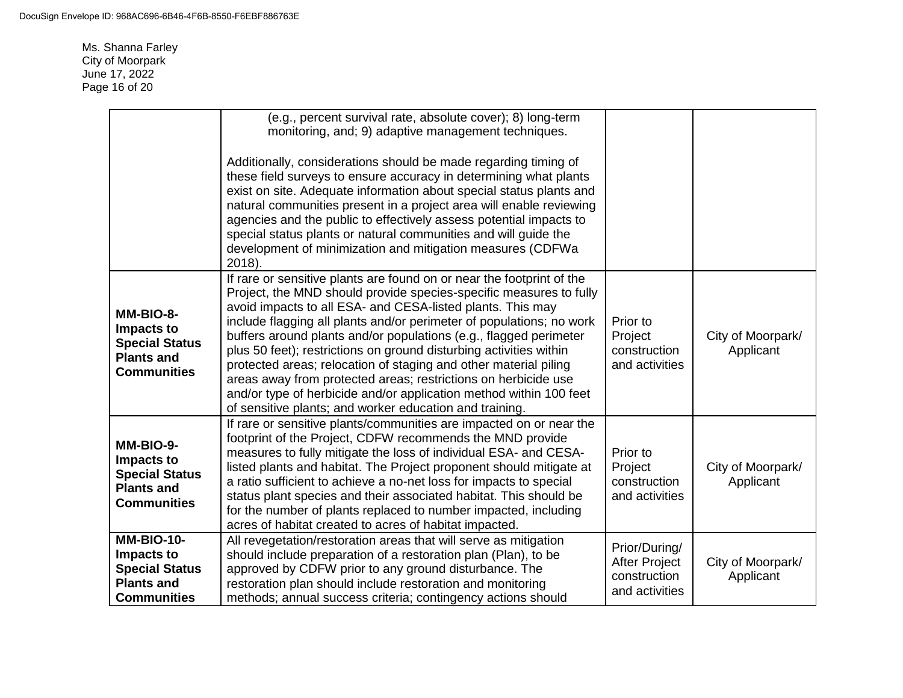| | | | |
|---|---|---|---|
| | (e.g., percent survival rate, absolute cover); 8) long-term monitoring, and; 9) adaptive management techniques.<br><br>Additionally, considerations should be made regarding timing of these field surveys to ensure accuracy in determining what plants exist on site. Adequate information about special status plants and natural communities present in a project area will enable reviewing agencies and the public to effectively assess potential impacts to special status plants or natural communities and will guide the development of minimization and mitigation measures (CDFWa 2018). | | |
| **MM-BIO-8-Impacts to Special Status Plants and Communities** | If rare or sensitive plants are found on or near the footprint of the Project, the MND should provide species-specific measures to fully avoid impacts to all ESA- and CESA-listed plants. This may include flagging all plants and/or perimeter of populations; no work buffers around plants and/or populations (e.g., flagged perimeter plus 50 feet); restrictions on ground disturbing activities within protected areas; relocation of staging and other material piling areas away from protected areas; restrictions on herbicide use and/or type of herbicide and/or application method within 100 feet of sensitive plants; and worker education and training. | Prior to Project construction and activities | City of Moorpark/ Applicant |
| **MM-BIO-9-Impacts to Special Status Plants and Communities** | If rare or sensitive plants/communities are impacted on or near the footprint of the Project, CDFW recommends the MND provide measures to fully mitigate the loss of individual ESA- and CESA-listed plants and habitat. The Project proponent should mitigate at a ratio sufficient to achieve a no-net loss for impacts to special status plant species and their associated habitat. This should be for the number of plants replaced to number impacted, including acres of habitat created to acres of habitat impacted. | Prior to Project construction and activities | City of Moorpark/ Applicant |
| **MM-BIO-10-Impacts to Special Status Plants and Communities** | All revegetation/restoration areas that will serve as mitigation should include preparation of a restoration plan (Plan), to be approved by CDFW prior to any ground disturbance. The restoration plan should include restoration and monitoring methods; annual success criteria; contingency actions should | Prior/During/ After Project construction and activities | City of Moorpark/ Applicant |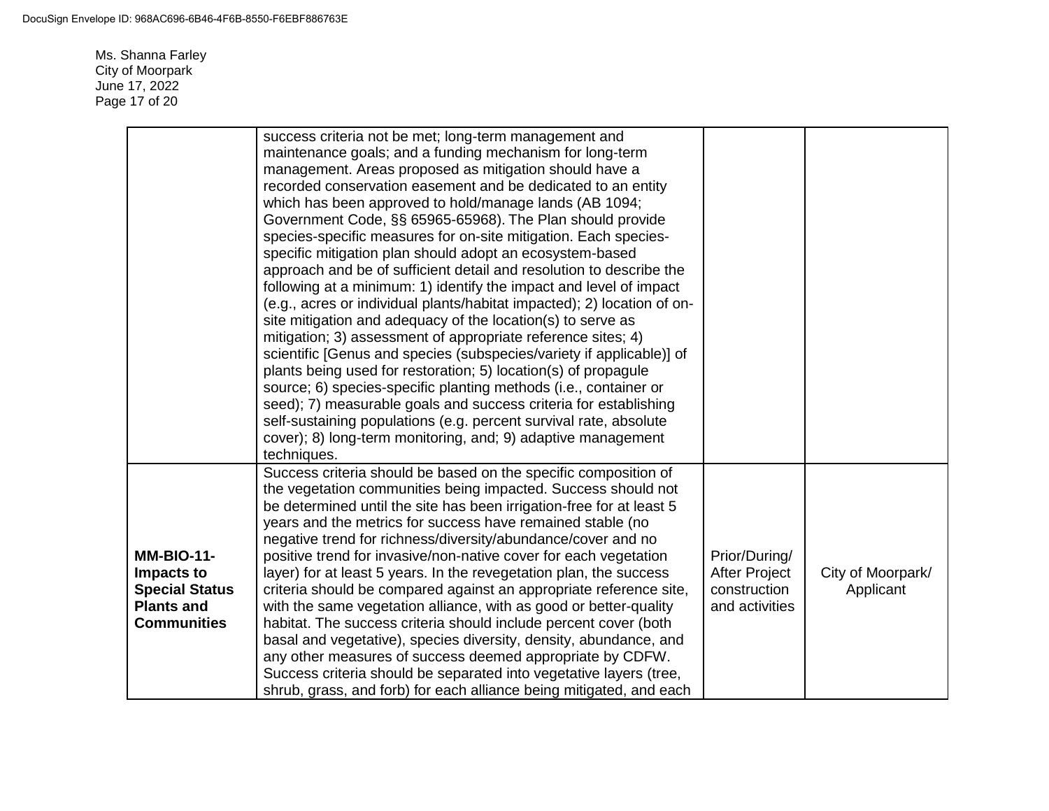Ms. Shanna Farley
City of Moorpark
June 17, 2022

| | | | |
|---|---|---|---|
| | success criteria not be met; long-term management and maintenance goals; and a funding mechanism for long-term management. Areas proposed as mitigation should have a recorded conservation easement and be dedicated to an entity which has been approved to hold/manage lands (AB 1094; Government Code, §§ 65965-65968). The Plan should provide species-specific measures for on-site mitigation. Each species-specific mitigation plan should adopt an ecosystem-based approach and be of sufficient detail and resolution to describe the following at a minimum: 1) identify the impact and level of impact (e.g., acres or individual plants/habitat impacted); 2) location of on-site mitigation and adequacy of the location(s) to serve as mitigation; 3) assessment of appropriate reference sites; 4) scientific [Genus and species (subspecies/variety if applicable)] of plants being used for restoration; 5) location(s) of propagule source; 6) species-specific planting methods (i.e., container or seed); 7) measurable goals and success criteria for establishing self-sustaining populations (e.g. percent survival rate, absolute cover); 8) long-term monitoring, and; 9) adaptive management techniques. | | |
| **MM-BIO-11- Impacts to Special Status Plants and Communities** | Success criteria should be based on the specific composition of the vegetation communities being impacted. Success should not be determined until the site has been irrigation-free for at least 5 years and the metrics for success have remained stable (no negative trend for richness/diversity/abundance/cover and no positive trend for invasive/non-native cover for each vegetation layer) for at least 5 years. In the revegetation plan, the success criteria should be compared against an appropriate reference site, with the same vegetation alliance, with as good or better-quality habitat. The success criteria should include percent cover (both basal and vegetative), species diversity, density, abundance, and any other measures of success deemed appropriate by CDFW. Success criteria should be separated into vegetative layers (tree, shrub, grass, and forb) for each alliance being mitigated, and each | Prior/During/ After Project construction and activities | City of Moorpark/ Applicant |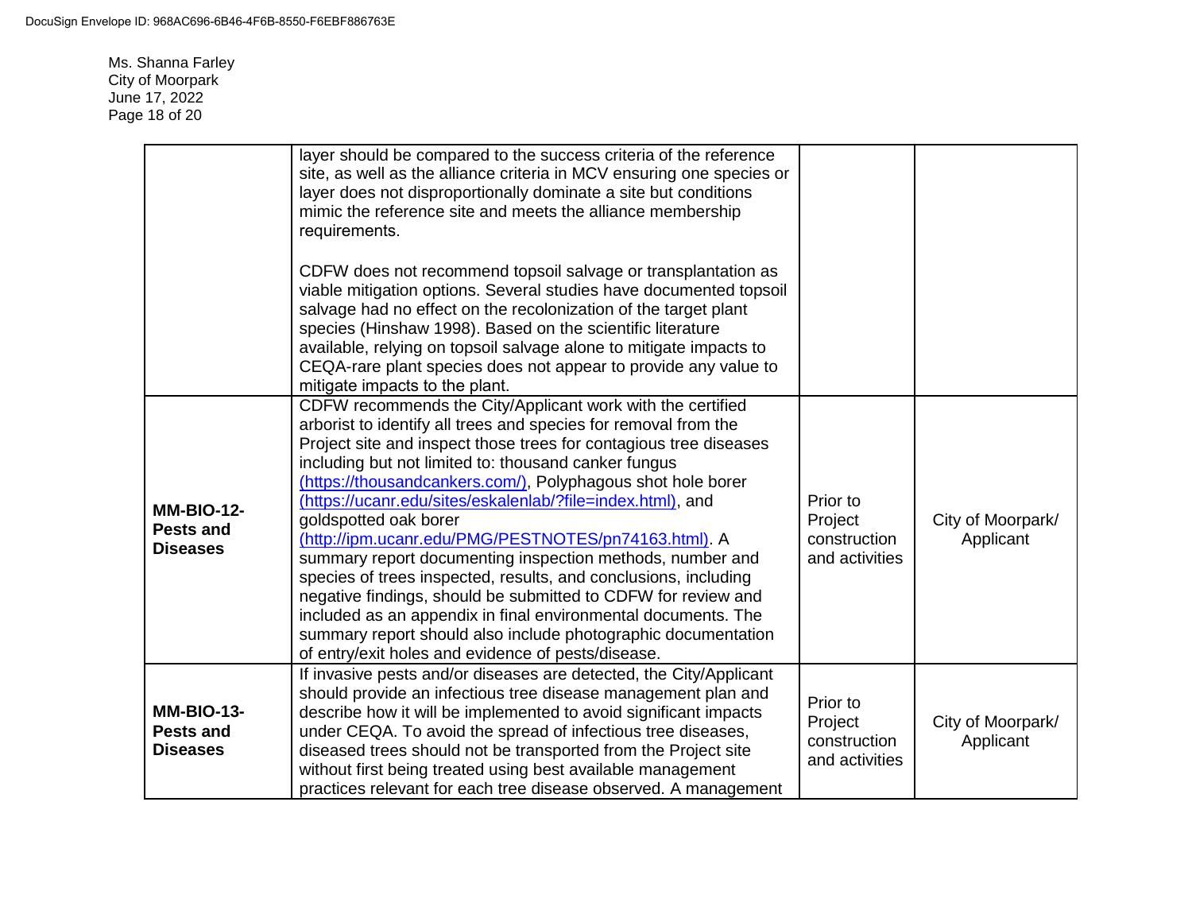| | | | |
|---|---|---|---|
| | layer should be compared to the success criteria of the reference site, as well as the alliance criteria in MCV ensuring one species or layer does not disproportionally dominate a site but conditions mimic the reference site and meets the alliance membership requirements.<br><br>CDFW does not recommend topsoil salvage or transplantation as viable mitigation options. Several studies have documented topsoil salvage had no effect on the recolonization of the target plant species (Hinshaw 1998). Based on the scientific literature available, relying on topsoil salvage alone to mitigate impacts to CEQA-rare plant species does not appear to provide any value to mitigate impacts to the plant. | | |
| **MM-BIO-12- Pests and Diseases** | CDFW recommends the City/Applicant work with the certified arborist to identify all trees and species for removal from the Project site and inspect those trees for contagious tree diseases including but not limited to: thousand canker fungus (https://thousandcankers.com/), Polyphagous shot hole borer (https://ucanr.edu/sites/eskalenlab/?file=index.html), and goldspotted oak borer (http://ipm.ucanr.edu/PMG/PESTNOTES/pn74163.html). A summary report documenting inspection methods, number and species of trees inspected, results, and conclusions, including negative findings, should be submitted to CDFW for review and included as an appendix in final environmental documents. The summary report should also include photographic documentation of entry/exit holes and evidence of pests/disease. | Prior to Project construction and activities | City of Moorpark/ Applicant |
| **MM-BIO-13- Pests and Diseases** | If invasive pests and/or diseases are detected, the City/Applicant should provide an infectious tree disease management plan and describe how it will be implemented to avoid significant impacts under CEQA. To avoid the spread of infectious tree diseases, diseased trees should not be transported from the Project site without first being treated using best available management practices relevant for each tree disease observed. A management | Prior to Project construction and activities | City of Moorpark/ Applicant |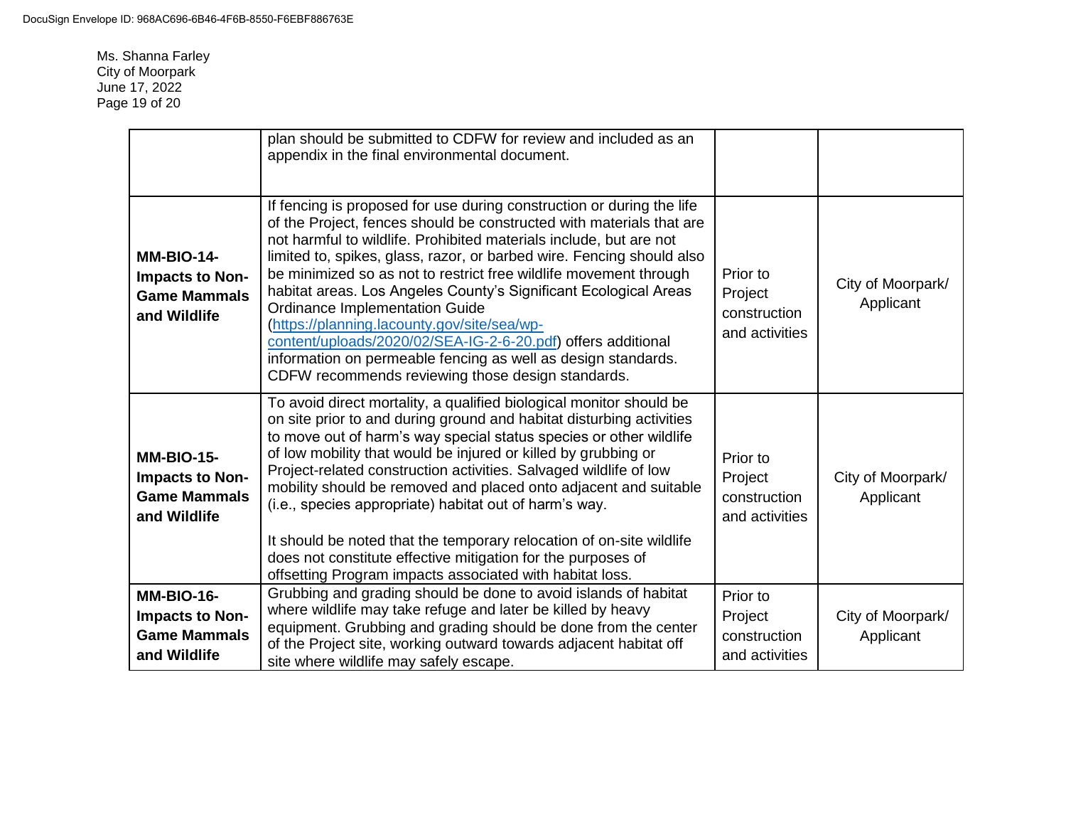Ms. Shanna Farley
City of Moorpark
June 17, 2022

| | | | |
|---|---|---|---|
| | plan should be submitted to CDFW for review and included as an appendix in the final environmental document. | | |
| **MM-BIO-14- Impacts to Non-Game Mammals and Wildlife** | If fencing is proposed for use during construction or during the life of the Project, fences should be constructed with materials that are not harmful to wildlife. Prohibited materials include, but are not limited to, spikes, glass, razor, or barbed wire. Fencing should also be minimized so as not to restrict free wildlife movement through habitat areas. Los Angeles County's Significant Ecological Areas Ordinance Implementation Guide ([https://planning.lacounty.gov/site/sea/wp-content/uploads/2020/02/SEA-IG-2-6-20.pdf](https://planning.lacounty.gov/site/sea/wp-content/uploads/2020/02/SEA-IG-2-6-20.pdf)) offers additional information on permeable fencing as well as design standards. CDFW recommends reviewing those design standards. | Prior to Project construction and activities | City of Moorpark/ Applicant |
| **MM-BIO-15- Impacts to Non-Game Mammals and Wildlife** | To avoid direct mortality, a qualified biological monitor should be on site prior to and during ground and habitat disturbing activities to move out of harm's way special status species or other wildlife of low mobility that would be injured or killed by grubbing or Project-related construction activities. Salvaged wildlife of low mobility should be removed and placed onto adjacent and suitable (i.e., species appropriate) habitat out of harm's way.<br><br>It should be noted that the temporary relocation of on-site wildlife does not constitute effective mitigation for the purposes of offsetting Program impacts associated with habitat loss. | Prior to Project construction and activities | City of Moorpark/ Applicant |
| **MM-BIO-16- Impacts to Non-Game Mammals and Wildlife** | Grubbing and grading should be done to avoid islands of habitat where wildlife may take refuge and later be killed by heavy equipment. Grubbing and grading should be done from the center of the Project site, working outward towards adjacent habitat off site where wildlife may safely escape. | Prior to Project construction and activities | City of Moorpark/ Applicant |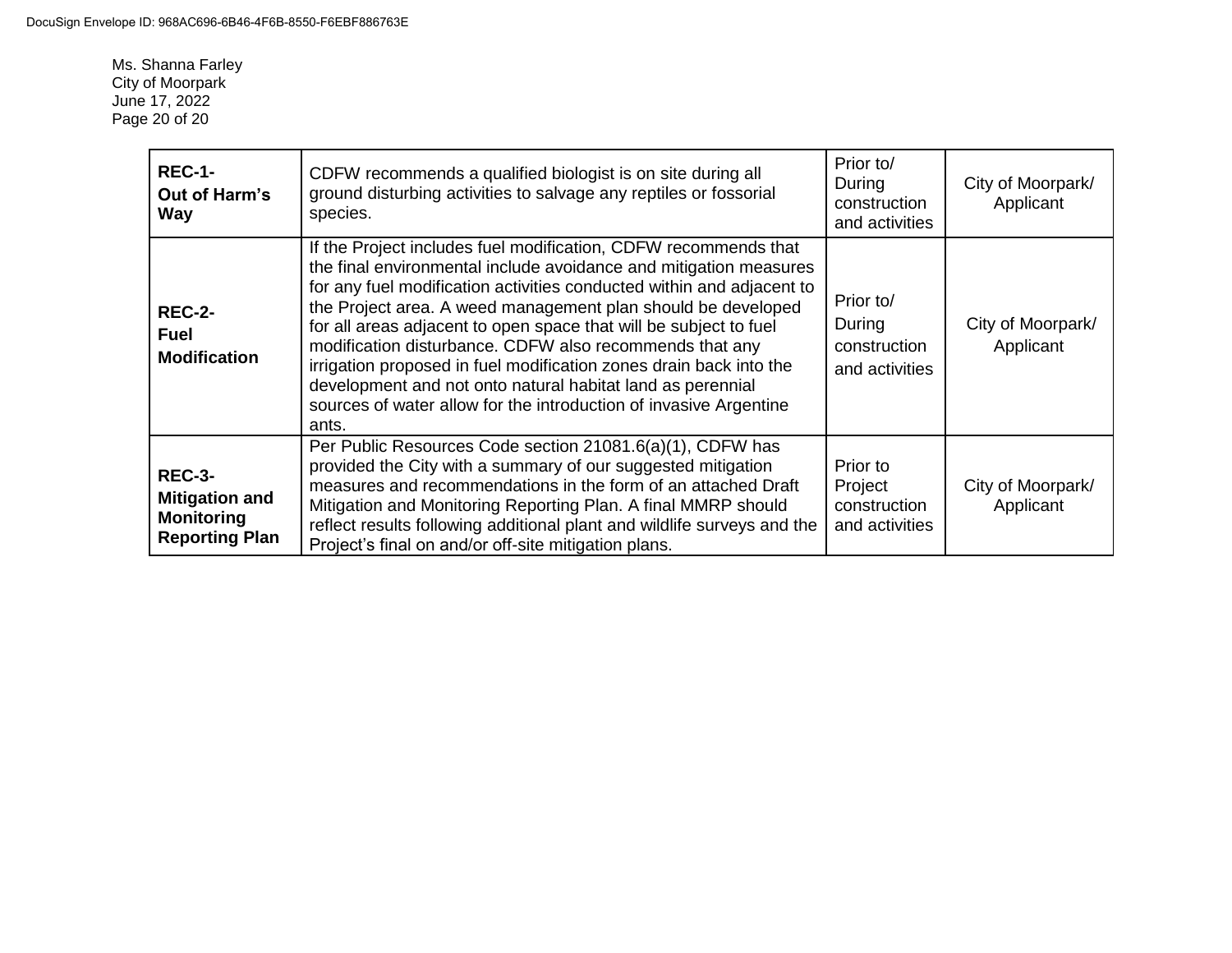| | | | |
|---|---|---|---|
| **REC-1- Out of Harm's Way** | CDFW recommends a qualified biologist is on site during all ground disturbing activities to salvage any reptiles or fossorial species. | Prior to/ During construction and activities | City of Moorpark/ Applicant |
| **REC-2- Fuel Modification** | If the Project includes fuel modification, CDFW recommends that the final environmental include avoidance and mitigation measures for any fuel modification activities conducted within and adjacent to the Project area. A weed management plan should be developed for all areas adjacent to open space that will be subject to fuel modification disturbance. CDFW also recommends that any irrigation proposed in fuel modification zones drain back into the development and not onto natural habitat land as perennial sources of water allow for the introduction of invasive Argentine ants. | Prior to/ During construction and activities | City of Moorpark/ Applicant |
| **REC-3- Mitigation and Monitoring Reporting Plan** | Per Public Resources Code section 21081.6(a)(1), CDFW has provided the City with a summary of our suggested mitigation measures and recommendations in the form of an attached Draft Mitigation and Monitoring Reporting Plan. A final MMRP should reflect results following additional plant and wildlife surveys and the Project's final on and/or off-site mitigation plans. | Prior to Project construction and activities | City of Moorpark/ Applicant |